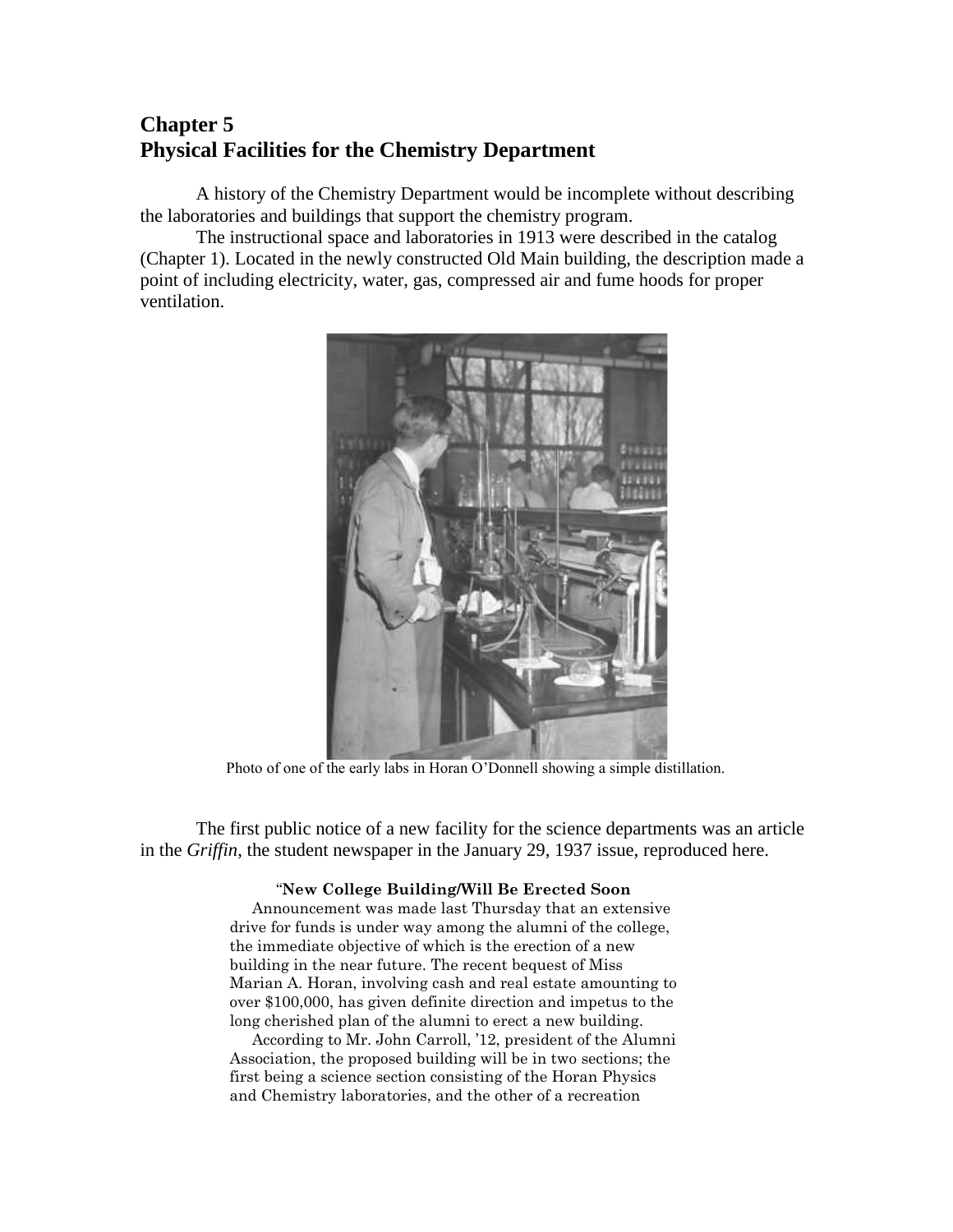# Chapter 5
# Physical Facilities for the Chemistry Department

A history of the Chemistry Department would be incomplete without describing the laboratories and buildings that support the chemistry program.

The instructional space and laboratories in 1913 were described in the catalog (Chapter 1). Located in the newly constructed Old Main building, the description made a point of including electricity, water, gas, compressed air and fume hoods for proper ventilation.

Photo of one of the early labs in Horan O'Donnell showing a simple distillation.

The first public notice of a new facility for the science departments was an article in the *Griffin*, the student newspaper in the January 29, 1937 issue, reproduced here.

> "**New College Building/Will Be Erected Soon**
>
> Announcement was made last Thursday that an extensive drive for funds is under way among the alumni of the college, the immediate objective of which is the erection of a new building in the near future. The recent bequest of Miss Marian A. Horan, involving cash and real estate amounting to over $100,000, has given definite direction and impetus to the long cherished plan of the alumni to erect a new building.
>
> According to Mr. John Carroll, '12, president of the Alumni Association, the proposed building will be in two sections; the first being a science section consisting of the Horan Physics and Chemistry laboratories, and the other of a recreation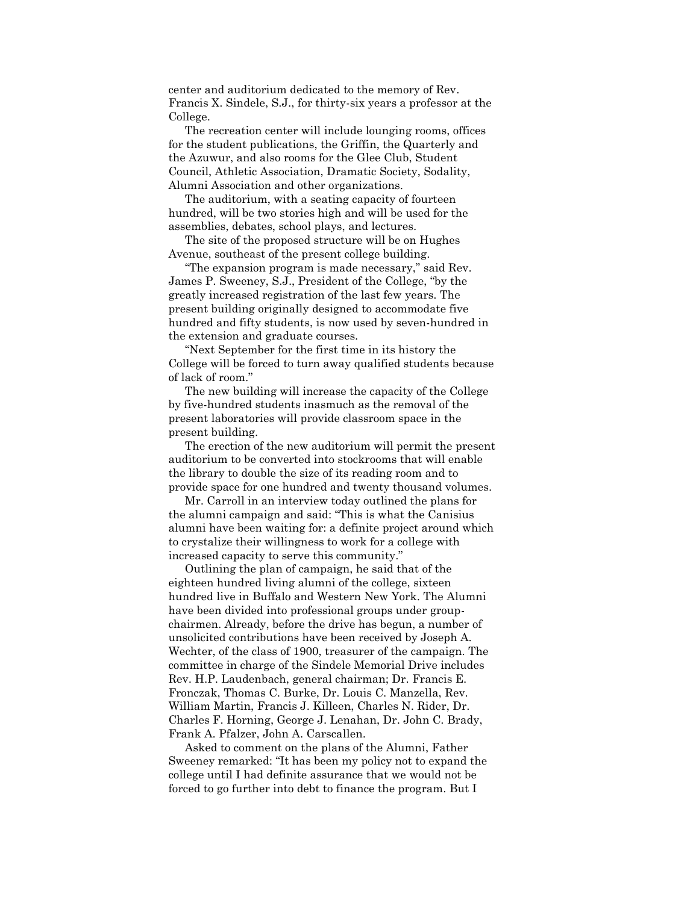center and auditorium dedicated to the memory of Rev. Francis X. Sindele, S.J., for thirty-six years a professor at the College.

The recreation center will include lounging rooms, offices for the student publications, the Griffin, the Quarterly and the Azuwur, and also rooms for the Glee Club, Student Council, Athletic Association, Dramatic Society, Sodality, Alumni Association and other organizations.

The auditorium, with a seating capacity of fourteen hundred, will be two stories high and will be used for the assemblies, debates, school plays, and lectures.

The site of the proposed structure will be on Hughes Avenue, southeast of the present college building.

"The expansion program is made necessary," said Rev. James P. Sweeney, S.J., President of the College, "by the greatly increased registration of the last few years. The present building originally designed to accommodate five hundred and fifty students, is now used by seven-hundred in the extension and graduate courses.

"Next September for the first time in its history the College will be forced to turn away qualified students because of lack of room."

The new building will increase the capacity of the College by five-hundred students inasmuch as the removal of the present laboratories will provide classroom space in the present building.

The erection of the new auditorium will permit the present auditorium to be converted into stockrooms that will enable the library to double the size of its reading room and to provide space for one hundred and twenty thousand volumes.

Mr. Carroll in an interview today outlined the plans for the alumni campaign and said: "This is what the Canisius alumni have been waiting for: a definite project around which to crystalize their willingness to work for a college with increased capacity to serve this community."

Outlining the plan of campaign, he said that of the eighteen hundred living alumni of the college, sixteen hundred live in Buffalo and Western New York. The Alumni have been divided into professional groups under group-chairmen. Already, before the drive has begun, a number of unsolicited contributions have been received by Joseph A. Wechter, of the class of 1900, treasurer of the campaign. The committee in charge of the Sindele Memorial Drive includes Rev. H.P. Laudenbach, general chairman; Dr. Francis E. Fronczak, Thomas C. Burke, Dr. Louis C. Manzella, Rev. William Martin, Francis J. Killeen, Charles N. Rider, Dr. Charles F. Horning, George J. Lenahan, Dr. John C. Brady, Frank A. Pfalzer, John A. Carscallen.

Asked to comment on the plans of the Alumni, Father Sweeney remarked: "It has been my policy not to expand the college until I had definite assurance that we would not be forced to go further into debt to finance the program. But I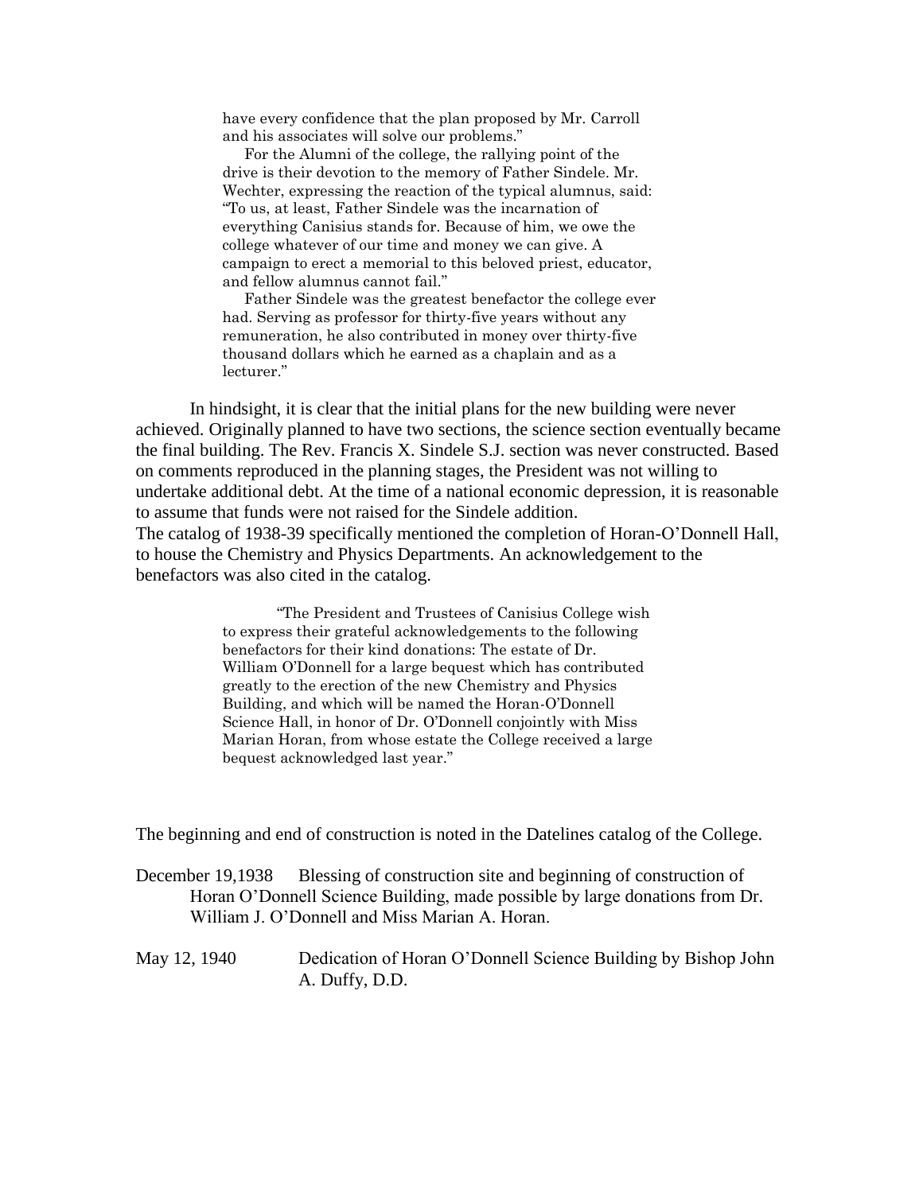> have every confidence that the plan proposed by Mr. Carroll and his associates will solve our problems."
>
> For the Alumni of the college, the rallying point of the drive is their devotion to the memory of Father Sindele. Mr. Wechter, expressing the reaction of the typical alumnus, said: "To us, at least, Father Sindele was the incarnation of everything Canisius stands for. Because of him, we owe the college whatever of our time and money we can give. A campaign to erect a memorial to this beloved priest, educator, and fellow alumnus cannot fail."
>
> Father Sindele was the greatest benefactor the college ever had. Serving as professor for thirty-five years without any remuneration, he also contributed in money over thirty-five thousand dollars which he earned as a chaplain and as a lecturer."

In hindsight, it is clear that the initial plans for the new building were never achieved. Originally planned to have two sections, the science section eventually became the final building. The Rev. Francis X. Sindele S.J. section was never constructed. Based on comments reproduced in the planning stages, the President was not willing to undertake additional debt. At the time of a national economic depression, it is reasonable to assume that funds were not raised for the Sindele addition.

The catalog of 1938-39 specifically mentioned the completion of Horan-O'Donnell Hall, to house the Chemistry and Physics Departments. An acknowledgement to the benefactors was also cited in the catalog.

> "The President and Trustees of Canisius College wish to express their grateful acknowledgements to the following benefactors for their kind donations: The estate of Dr. William O'Donnell for a large bequest which has contributed greatly to the erection of the new Chemistry and Physics Building, and which will be named the Horan-O'Donnell Science Hall, in honor of Dr. O'Donnell conjointly with Miss Marian Horan, from whose estate the College received a large bequest acknowledged last year."

The beginning and end of construction is noted in the Datelines catalog of the College.

December 19,1938 Blessing of construction site and beginning of construction of Horan O'Donnell Science Building, made possible by large donations from Dr. William J. O'Donnell and Miss Marian A. Horan.

May 12, 1940 Dedication of Horan O'Donnell Science Building by Bishop John A. Duffy, D.D.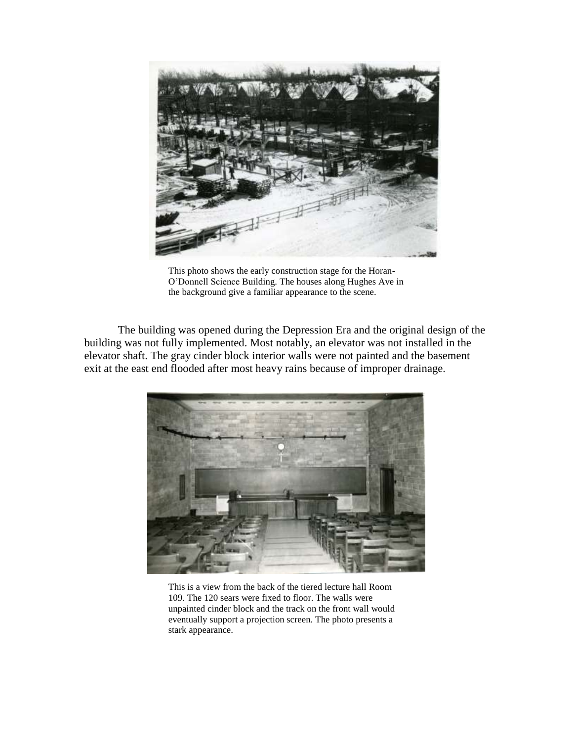This photo shows the early construction stage for the Horan-O'Donnell Science Building. The houses along Hughes Ave in the background give a familiar appearance to the scene.

The building was opened during the Depression Era and the original design of the building was not fully implemented. Most notably, an elevator was not installed in the elevator shaft. The gray cinder block interior walls were not painted and the basement exit at the east end flooded after most heavy rains because of improper drainage.

This is a view from the back of the tiered lecture hall Room 109. The 120 sears were fixed to floor. The walls were unpainted cinder block and the track on the front wall would eventually support a projection screen. The photo presents a stark appearance.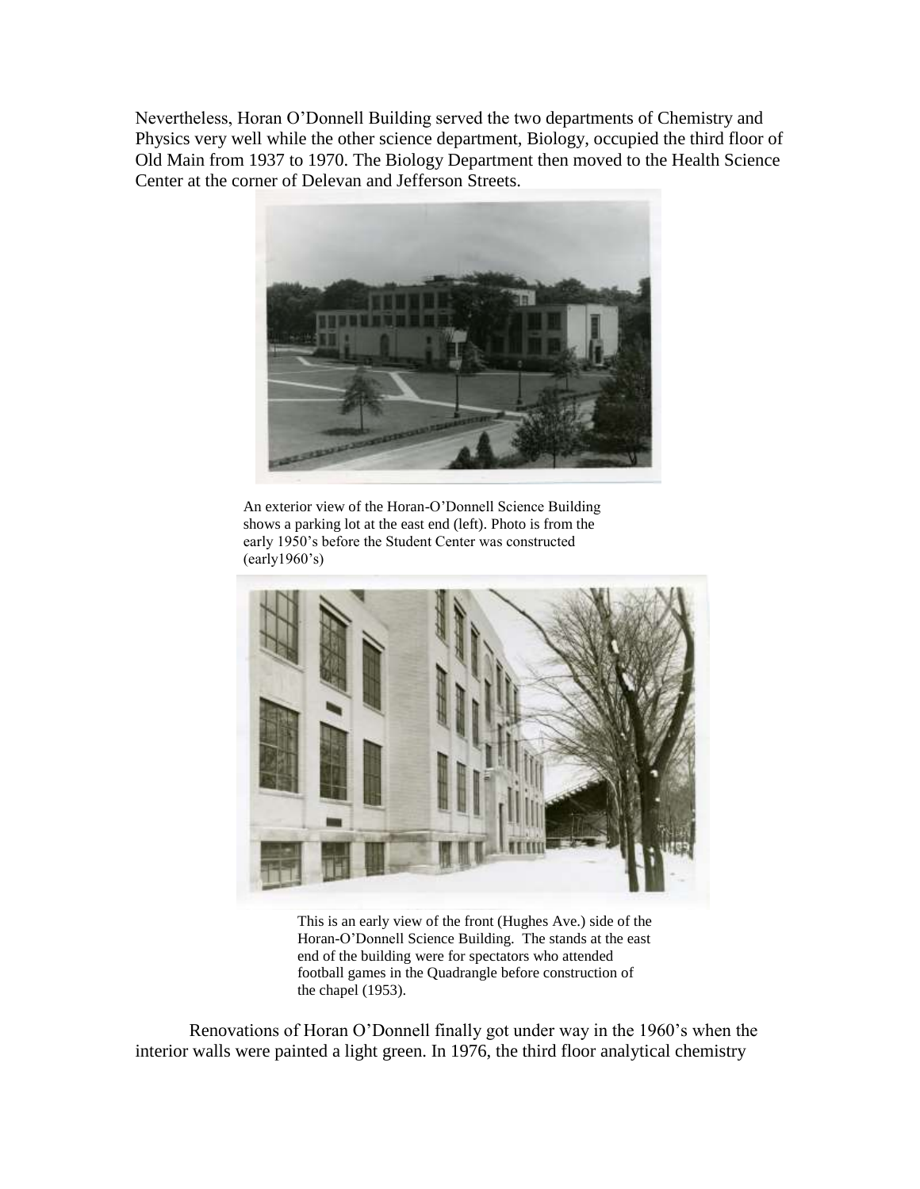Nevertheless, Horan O'Donnell Building served the two departments of Chemistry and Physics very well while the other science department, Biology, occupied the third floor of Old Main from 1937 to 1970. The Biology Department then moved to the Health Science Center at the corner of Delevan and Jefferson Streets.

An exterior view of the Horan-O'Donnell Science Building shows a parking lot at the east end (left). Photo is from the early 1950's before the Student Center was constructed (early1960's)

This is an early view of the front (Hughes Ave.) side of the Horan-O'Donnell Science Building. The stands at the east end of the building were for spectators who attended football games in the Quadrangle before construction of the chapel (1953).

Renovations of Horan O'Donnell finally got under way in the 1960's when the interior walls were painted a light green. In 1976, the third floor analytical chemistry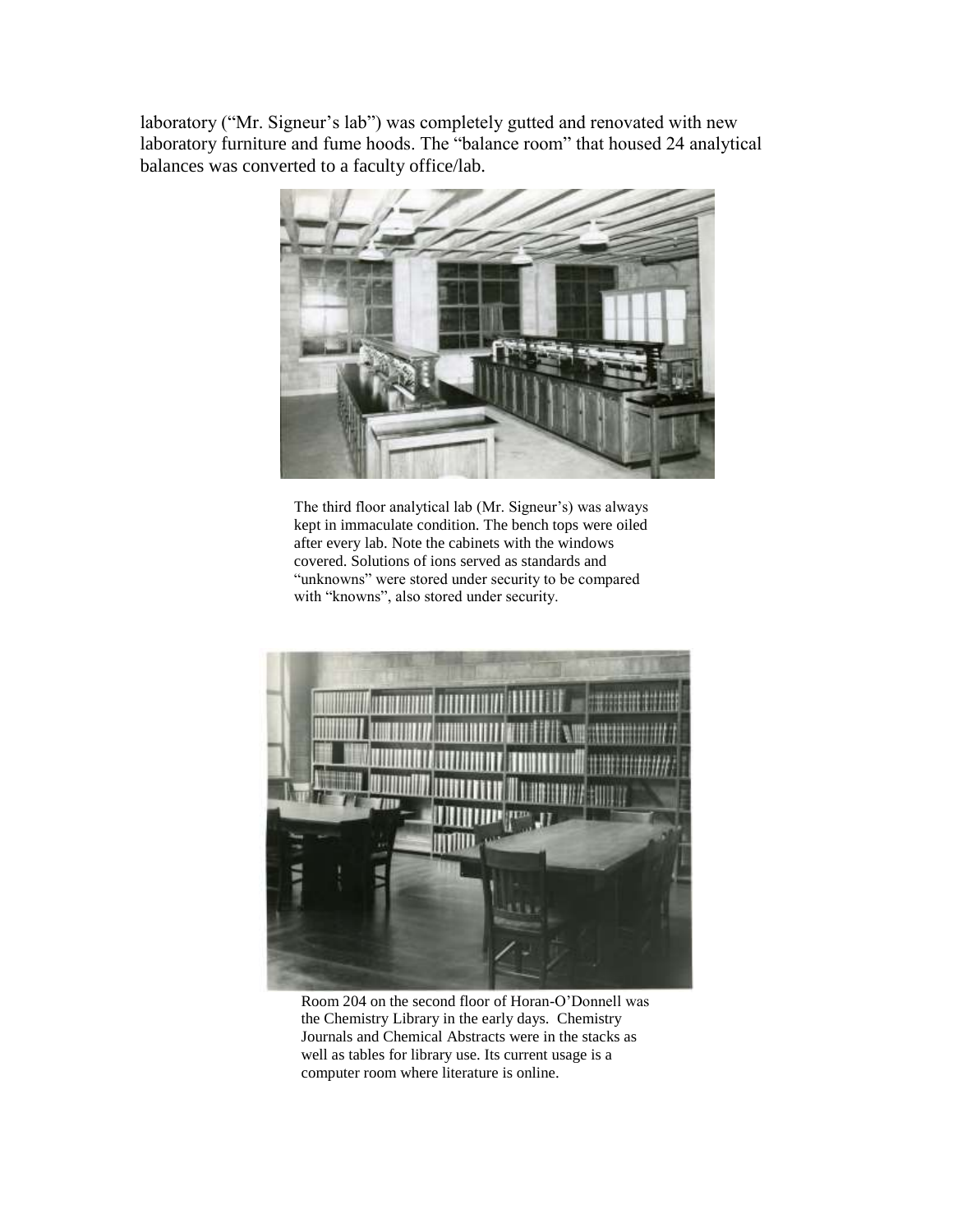laboratory ("Mr. Signeur's lab") was completely gutted and renovated with new laboratory furniture and fume hoods. The "balance room" that housed 24 analytical balances was converted to a faculty office/lab.

The third floor analytical lab (Mr. Signeur's) was always kept in immaculate condition. The bench tops were oiled after every lab. Note the cabinets with the windows covered. Solutions of ions served as standards and "unknowns" were stored under security to be compared with "knowns", also stored under security.

Room 204 on the second floor of Horan-O'Donnell was the Chemistry Library in the early days. Chemistry Journals and Chemical Abstracts were in the stacks as well as tables for library use. Its current usage is a computer room where literature is online.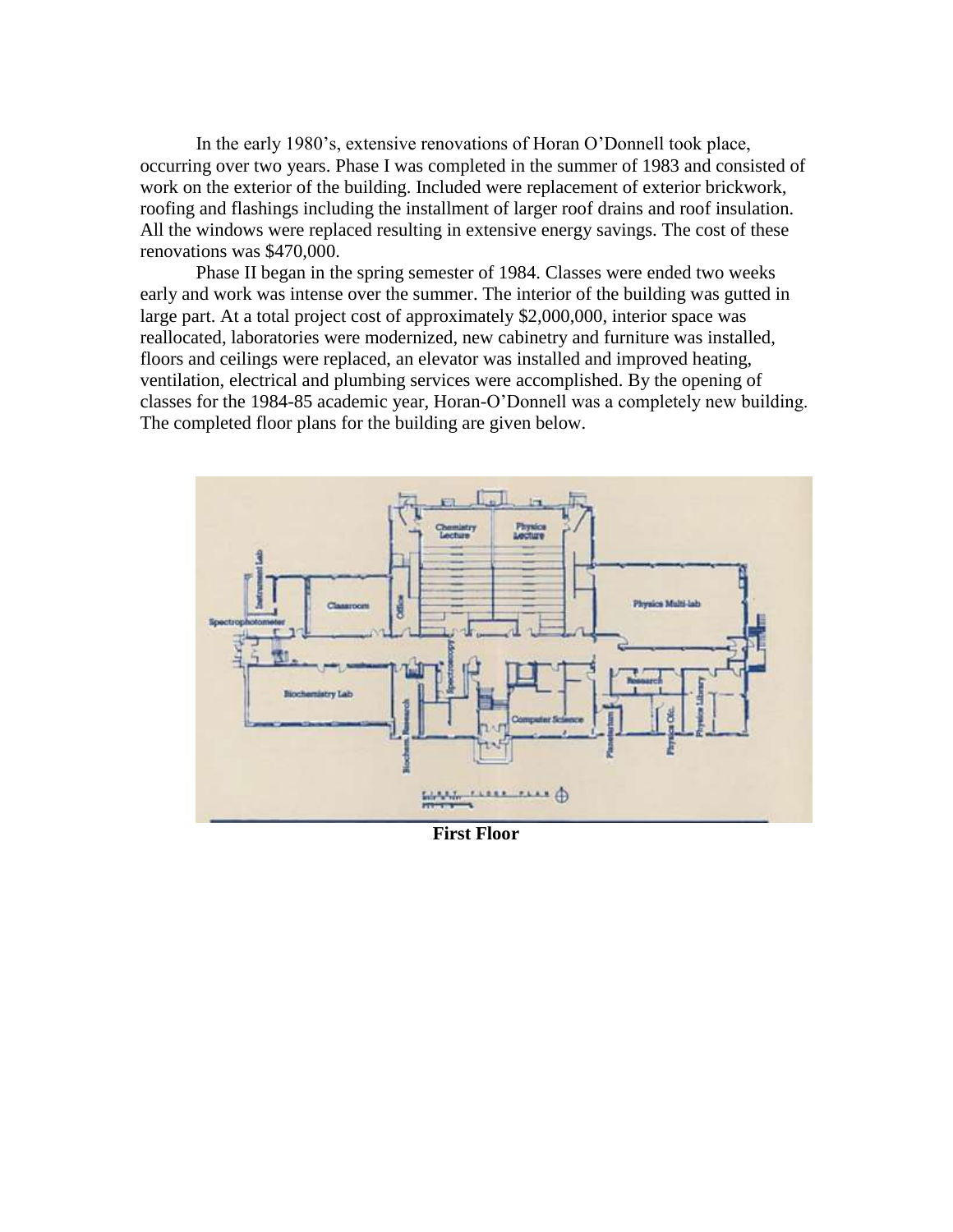In the early 1980's, extensive renovations of Horan O'Donnell took place, occurring over two years. Phase I was completed in the summer of 1983 and consisted of work on the exterior of the building. Included were replacement of exterior brickwork, roofing and flashings including the installment of larger roof drains and roof insulation. All the windows were replaced resulting in extensive energy savings. The cost of these renovations was $470,000.

Phase II began in the spring semester of 1984. Classes were ended two weeks early and work was intense over the summer. The interior of the building was gutted in large part. At a total project cost of approximately $2,000,000, interior space was reallocated, laboratories were modernized, new cabinetry and furniture was installed, floors and ceilings were replaced, an elevator was installed and improved heating, ventilation, electrical and plumbing services were accomplished. By the opening of classes for the 1984-85 academic year, Horan-O'Donnell was a completely new building. The completed floor plans for the building are given below.

**First Floor**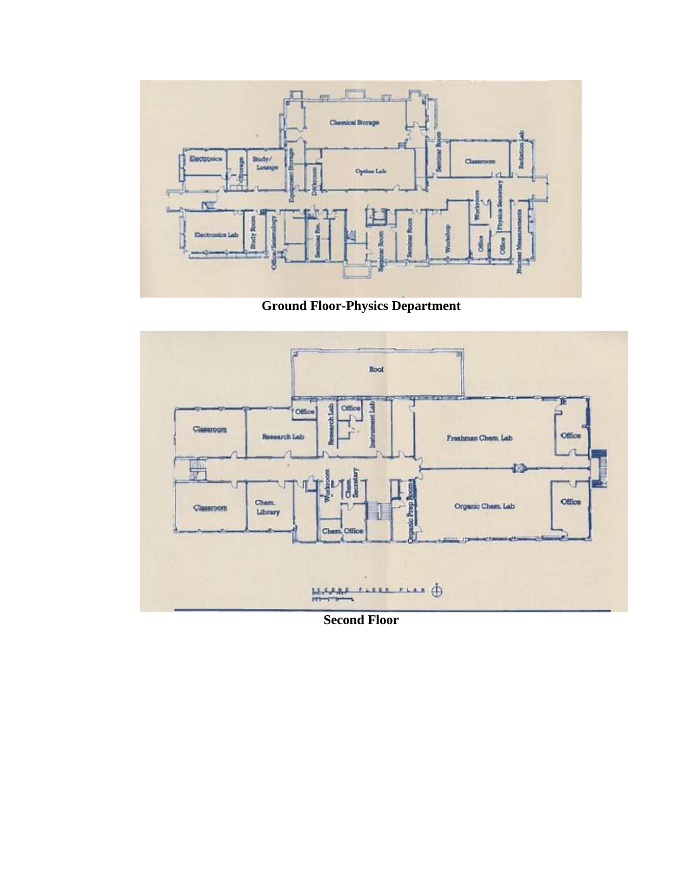**Ground Floor-Physics Department**

**Second Floor**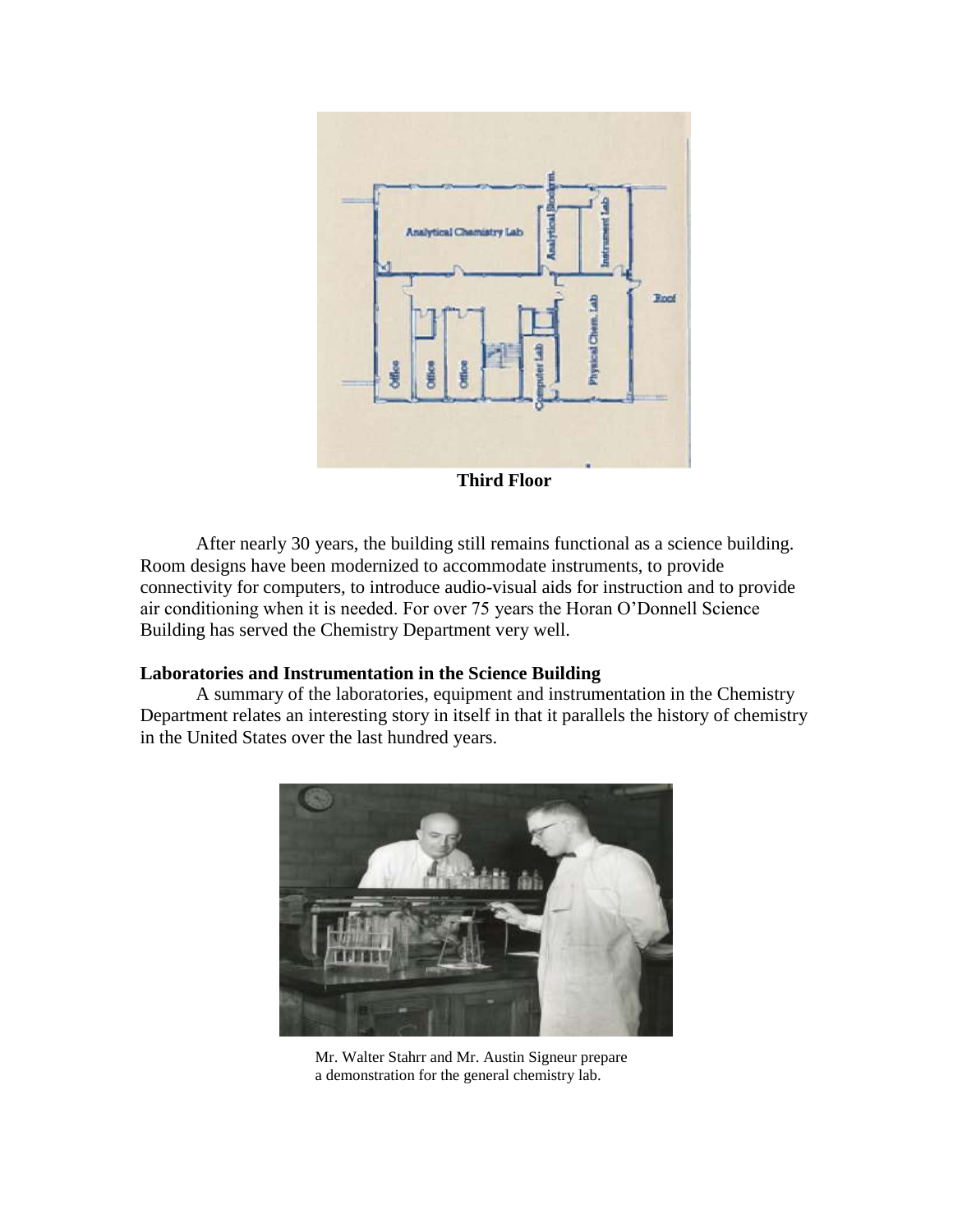**Third Floor**

After nearly 30 years, the building still remains functional as a science building. Room designs have been modernized to accommodate instruments, to provide connectivity for computers, to introduce audio-visual aids for instruction and to provide air conditioning when it is needed. For over 75 years the Horan O'Donnell Science Building has served the Chemistry Department very well.

### Laboratories and Instrumentation in the Science Building

A summary of the laboratories, equipment and instrumentation in the Chemistry Department relates an interesting story in itself in that it parallels the history of chemistry in the United States over the last hundred years.

Mr. Walter Stahrr and Mr. Austin Signeur prepare a demonstration for the general chemistry lab.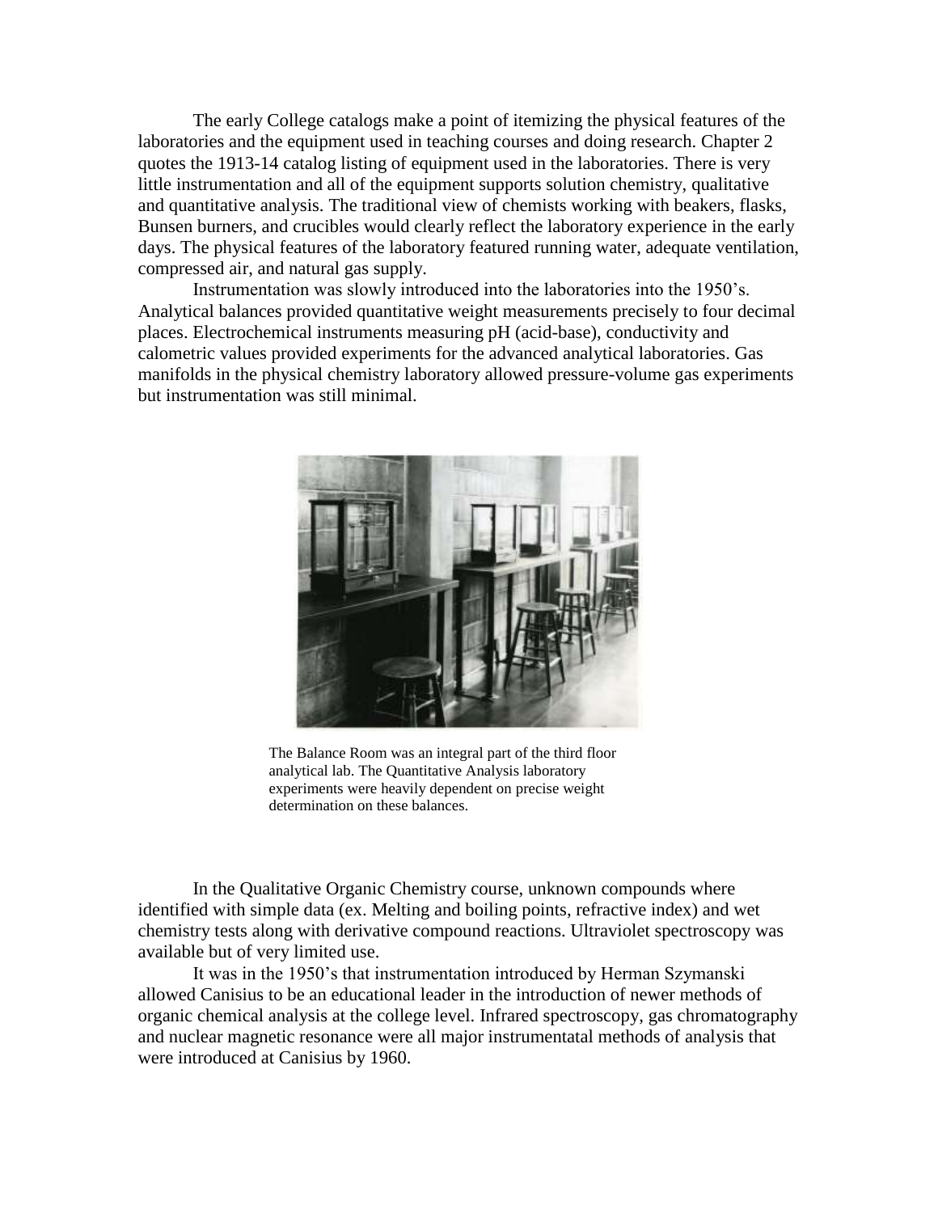The early College catalogs make a point of itemizing the physical features of the laboratories and the equipment used in teaching courses and doing research. Chapter 2 quotes the 1913-14 catalog listing of equipment used in the laboratories. There is very little instrumentation and all of the equipment supports solution chemistry, qualitative and quantitative analysis. The traditional view of chemists working with beakers, flasks, Bunsen burners, and crucibles would clearly reflect the laboratory experience in the early days. The physical features of the laboratory featured running water, adequate ventilation, compressed air, and natural gas supply.

Instrumentation was slowly introduced into the laboratories into the 1950's. Analytical balances provided quantitative weight measurements precisely to four decimal places. Electrochemical instruments measuring pH (acid-base), conductivity and calometric values provided experiments for the advanced analytical laboratories. Gas manifolds in the physical chemistry laboratory allowed pressure-volume gas experiments but instrumentation was still minimal.

The Balance Room was an integral part of the third floor analytical lab. The Quantitative Analysis laboratory experiments were heavily dependent on precise weight determination on these balances.

In the Qualitative Organic Chemistry course, unknown compounds where identified with simple data (ex. Melting and boiling points, refractive index) and wet chemistry tests along with derivative compound reactions. Ultraviolet spectroscopy was available but of very limited use.

It was in the 1950's that instrumentation introduced by Herman Szymanski allowed Canisius to be an educational leader in the introduction of newer methods of organic chemical analysis at the college level. Infrared spectroscopy, gas chromatography and nuclear magnetic resonance were all major instrumentatal methods of analysis that were introduced at Canisius by 1960.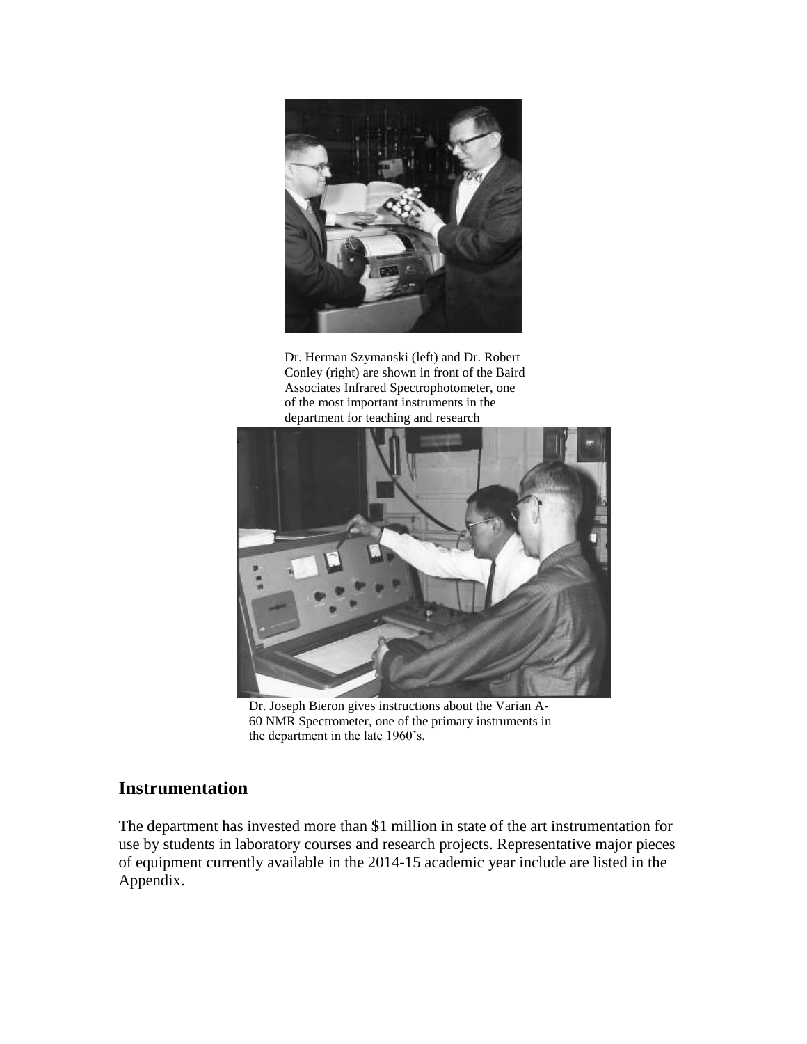Dr. Herman Szymanski (left) and Dr. Robert Conley (right) are shown in front of the Baird Associates Infrared Spectrophotometer, one of the most important instruments in the department for teaching and research

Dr. Joseph Bieron gives instructions about the Varian A-60 NMR Spectrometer, one of the primary instruments in the department in the late 1960's.

## Instrumentation

The department has invested more than $1 million in state of the art instrumentation for use by students in laboratory courses and research projects. Representative major pieces of equipment currently available in the 2014-15 academic year include are listed in the Appendix.